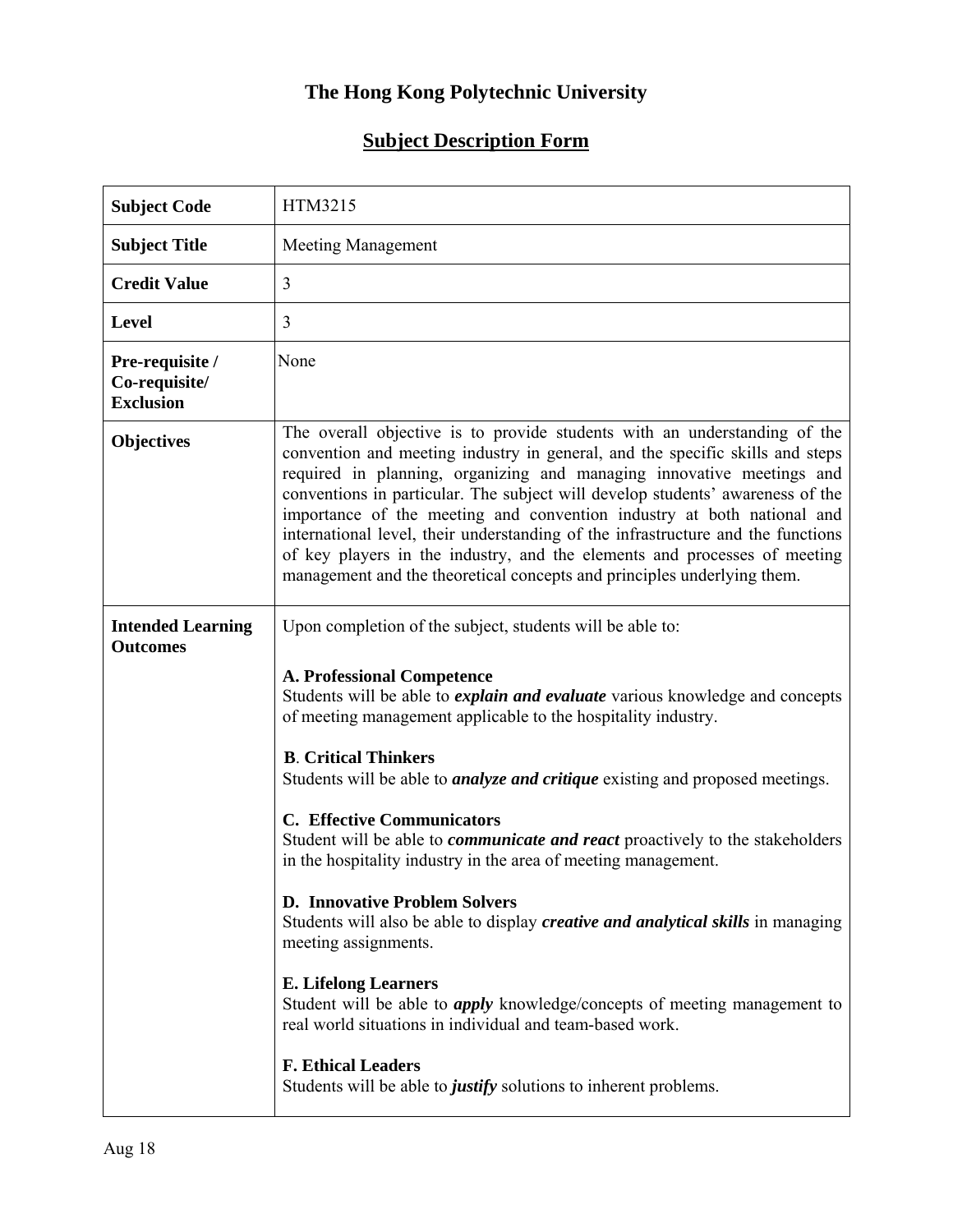# The Hong Kong Polytechnic University

## Subject Description Form

| | |
|---|---|
| **Subject Code** | HTM3215 |
| **Subject Title** | Meeting Management |
| **Credit Value** | 3 |
| **Level** | 3 |
| **Pre-requisite / Co-requisite/ Exclusion** | None |
| **Objectives** | The overall objective is to provide students with an understanding of the convention and meeting industry in general, and the specific skills and steps required in planning, organizing and managing innovative meetings and conventions in particular. The subject will develop students' awareness of the importance of the meeting and convention industry at both national and international level, their understanding of the infrastructure and the functions of key players in the industry, and the elements and processes of meeting management and the theoretical concepts and principles underlying them. |
| **Intended Learning Outcomes** | Upon completion of the subject, students will be able to:<br><br>**A. Professional Competence**<br>Students will be able to ***explain and evaluate*** various knowledge and concepts of meeting management applicable to the hospitality industry.<br><br>**B. Critical Thinkers**<br>Students will be able to ***analyze and critique*** existing and proposed meetings.<br><br>**C. Effective Communicators**<br>Student will be able to ***communicate and react*** proactively to the stakeholders in the hospitality industry in the area of meeting management.<br><br>**D. Innovative Problem Solvers**<br>Students will also be able to display ***creative and analytical skills*** in managing meeting assignments.<br><br>**E. Lifelong Learners**<br>Student will be able to ***apply*** knowledge/concepts of meeting management to real world situations in individual and team-based work.<br><br>**F. Ethical Leaders**<br>Students will be able to ***justify*** solutions to inherent problems. |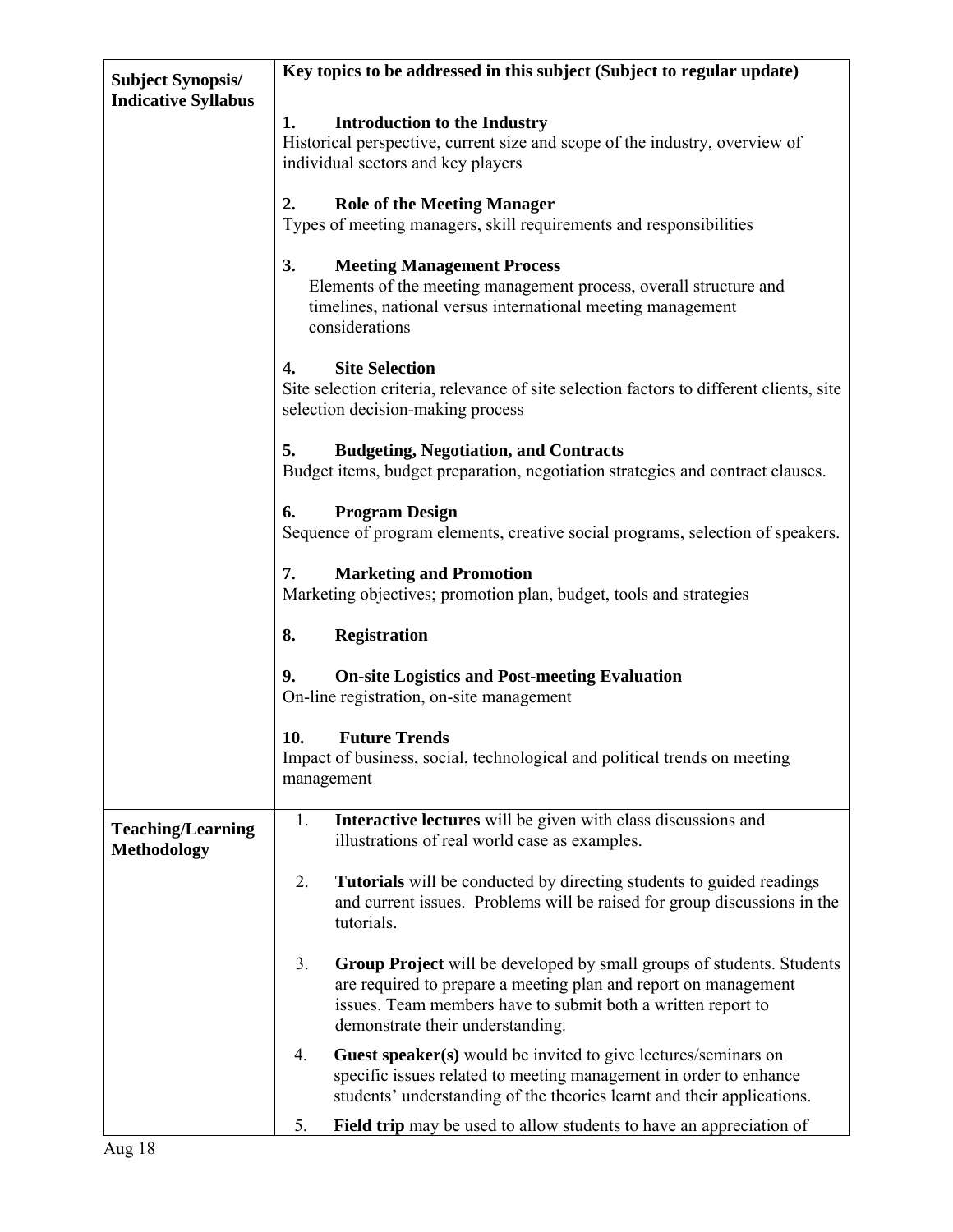| | |
|---|---|
| **Subject Synopsis/ Indicative Syllabus** | **Key topics to be addressed in this subject (Subject to regular update)**<br><br>**1. Introduction to the Industry**<br>Historical perspective, current size and scope of the industry, overview of individual sectors and key players<br><br>**2. Role of the Meeting Manager**<br>Types of meeting managers, skill requirements and responsibilities<br><br>**3. Meeting Management Process**<br>Elements of the meeting management process, overall structure and timelines, national versus international meeting management considerations<br><br>**4. Site Selection**<br>Site selection criteria, relevance of site selection factors to different clients, site selection decision-making process<br><br>**5. Budgeting, Negotiation, and Contracts**<br>Budget items, budget preparation, negotiation strategies and contract clauses.<br><br>**6. Program Design**<br>Sequence of program elements, creative social programs, selection of speakers.<br><br>**7. Marketing and Promotion**<br>Marketing objectives; promotion plan, budget, tools and strategies<br><br>**8. Registration**<br><br>**9. On-site Logistics and Post-meeting Evaluation**<br>On-line registration, on-site management<br><br>**10. Future Trends**<br>Impact of business, social, technological and political trends on meeting management |
| **Teaching/Learning Methodology** | 1. **Interactive lectures** will be given with class discussions and illustrations of real world case as examples.<br><br>2. **Tutorials** will be conducted by directing students to guided readings and current issues. Problems will be raised for group discussions in the tutorials.<br><br>3. **Group Project** will be developed by small groups of students. Students are required to prepare a meeting plan and report on management issues. Team members have to submit both a written report to demonstrate their understanding.<br><br>4. **Guest speaker(s)** would be invited to give lectures/seminars on specific issues related to meeting management in order to enhance students' understanding of the theories learnt and their applications.<br><br>5. **Field trip** may be used to allow students to have an appreciation of |

Aug 18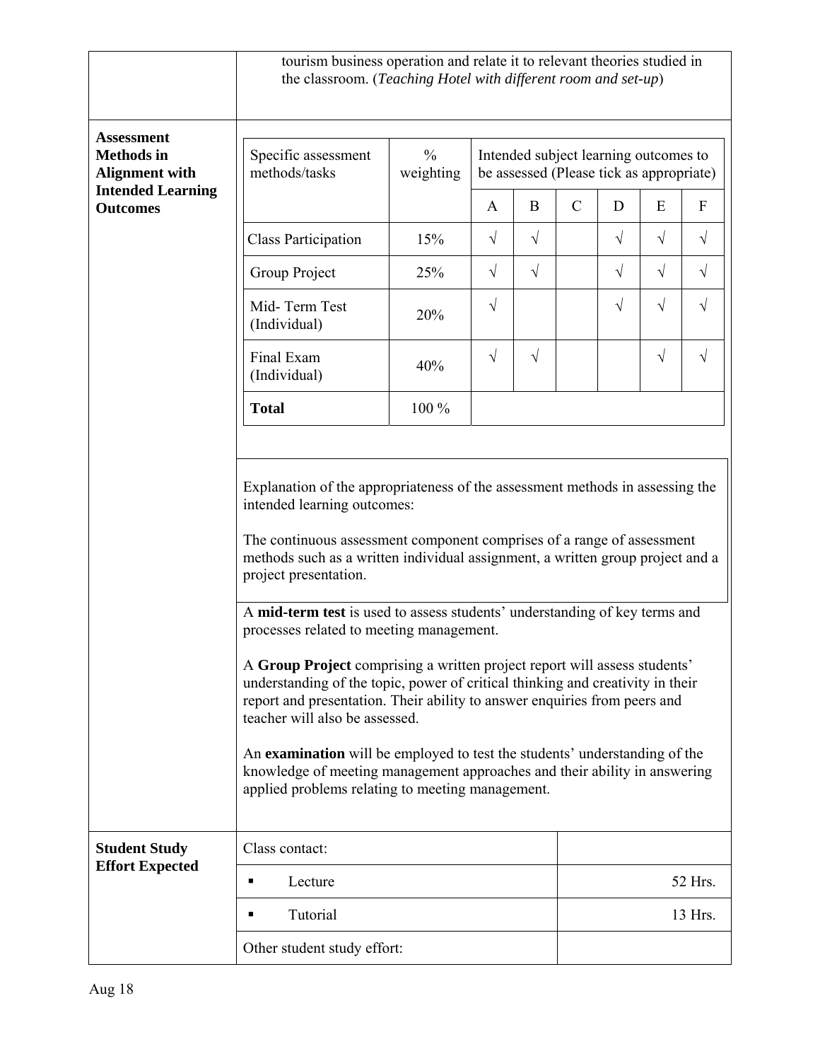| | |
|---|---|
| | tourism business operation and relate it to relevant theories studied in the classroom. (*Teaching Hotel with different room and set-up*) |

**Assessment Methods in Alignment with Intended Learning Outcomes**

| Specific assessment methods/tasks | % weighting | Intended subject learning outcomes to be assessed (Please tick as appropriate) | | | | | |
|---|---|---|---|---|---|---|---|
| | | A | B | C | D | E | F |
| Class Participation | 15% | √ | √ | | √ | √ | √ |
| Group Project | 25% | √ | √ | | √ | √ | √ |
| Mid- Term Test (Individual) | 20% | √ | | | √ | √ | √ |
| Final Exam (Individual) | 40% | √ | √ | | | √ | √ |
| **Total** | 100 % | | | | | | |

Explanation of the appropriateness of the assessment methods in assessing the intended learning outcomes:

The continuous assessment component comprises of a range of assessment methods such as a written individual assignment, a written group project and a project presentation.

A **mid-term test** is used to assess students' understanding of key terms and processes related to meeting management.

A **Group Project** comprising a written project report will assess students' understanding of the topic, power of critical thinking and creativity in their report and presentation. Their ability to answer enquiries from peers and teacher will also be assessed.

An **examination** will be employed to test the students' understanding of the knowledge of meeting management approaches and their ability in answering applied problems relating to meeting management.

**Student Study Effort Expected**

| | |
|---|---|
| Class contact: | |
| ▪ Lecture | 52 Hrs. |
| ▪ Tutorial | 13 Hrs. |
| Other student study effort: | |

Aug 18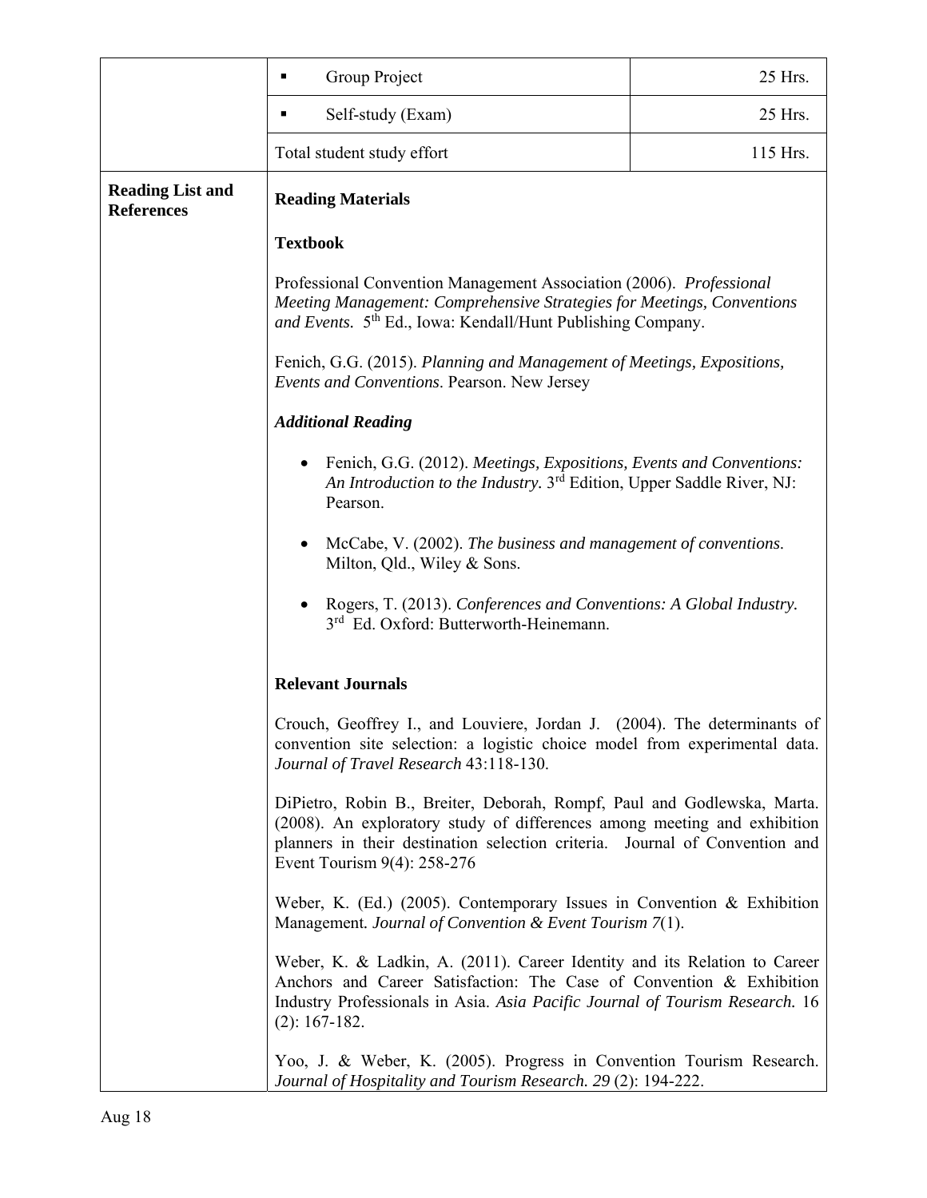| | | |
|---|---|---|
| | ▪ Group Project | 25 Hrs. |
| | ▪ Self-study (Exam) | 25 Hrs. |
| | Total student study effort | 115 Hrs. |

**Reading List and References**

**Reading Materials**

**Textbook**

Professional Convention Management Association (2006). *Professional Meeting Management: Comprehensive Strategies for Meetings, Conventions and Events.* 5th Ed., Iowa: Kendall/Hunt Publishing Company.

Fenich, G.G. (2015). *Planning and Management of Meetings, Expositions, Events and Conventions*. Pearson. New Jersey

***Additional Reading***

- Fenich, G.G. (2012). *Meetings, Expositions, Events and Conventions: An Introduction to the Industry.* 3rd Edition, Upper Saddle River, NJ: Pearson.
- McCabe, V. (2002). *The business and management of conventions.* Milton, Qld., Wiley & Sons.
- Rogers, T. (2013). *Conferences and Conventions: A Global Industry.* 3rd Ed. Oxford: Butterworth-Heinemann.

**Relevant Journals**

Crouch, Geoffrey I., and Louviere, Jordan J. (2004). The determinants of convention site selection: a logistic choice model from experimental data. *Journal of Travel Research* 43:118-130.

DiPietro, Robin B., Breiter, Deborah, Rompf, Paul and Godlewska, Marta. (2008). An exploratory study of differences among meeting and exhibition planners in their destination selection criteria. Journal of Convention and Event Tourism 9(4): 258-276

Weber, K. (Ed.) (2005). Contemporary Issues in Convention & Exhibition Management*. Journal of Convention & Event Tourism 7*(1).

Weber, K. & Ladkin, A. (2011). Career Identity and its Relation to Career Anchors and Career Satisfaction: The Case of Convention & Exhibition Industry Professionals in Asia. *Asia Pacific Journal of Tourism Research.* 16 (2): 167-182.

Yoo, J. & Weber, K. (2005). Progress in Convention Tourism Research. *Journal of Hospitality and Tourism Research. 29* (2): 194-222.

Aug 18